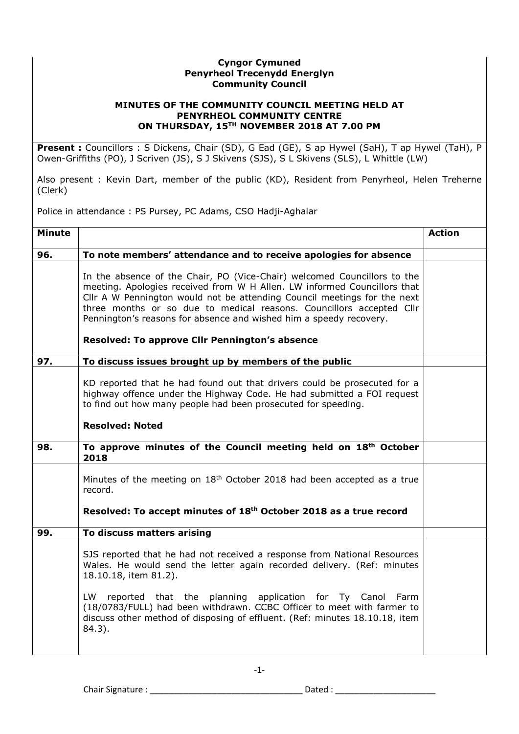**Cyngor Cymuned**
**Penyrheol Trecenydd Energlyn**
**Community Council**

**MINUTES OF THE COMMUNITY COUNCIL MEETING HELD AT PENYRHEOL COMMUNITY CENTRE ON THURSDAY, 15TH NOVEMBER 2018 AT 7.00 PM**

**Present :** Councillors : S Dickens, Chair (SD), G Ead (GE), S ap Hywel (SaH), T ap Hywel (TaH), P Owen-Griffiths (PO), J Scriven (JS), S J Skivens (SJS), S L Skivens (SLS), L Whittle (LW)

Also present : Kevin Dart, member of the public (KD), Resident from Penyrheol, Helen Treherne (Clerk)

Police in attendance : PS Pursey, PC Adams, CSO Hadji-Aghalar

| Minute | | Action |
|---|---|---|
| **96.** | **To note members' attendance and to receive apologies for absence** | |
| | In the absence of the Chair, PO (Vice-Chair) welcomed Councillors to the meeting. Apologies received from W H Allen. LW informed Councillors that Cllr A W Pennington would not be attending Council meetings for the next three months or so due to medical reasons. Councillors accepted Cllr Pennington's reasons for absence and wished him a speedy recovery.<br><br>**Resolved: To approve Cllr Pennington's absence** | |
| **97.** | **To discuss issues brought up by members of the public** | |
| | KD reported that he had found out that drivers could be prosecuted for a highway offence under the Highway Code. He had submitted a FOI request to find out how many people had been prosecuted for speeding.<br><br>**Resolved: Noted** | |
| **98.** | **To approve minutes of the Council meeting held on 18th October 2018** | |
| | Minutes of the meeting on 18th October 2018 had been accepted as a true record.<br><br>**Resolved: To accept minutes of 18th October 2018 as a true record** | |
| **99.** | **To discuss matters arising** | |
| | SJS reported that he had not received a response from National Resources Wales. He would send the letter again recorded delivery. (Ref: minutes 18.10.18, item 81.2).<br><br>LW reported that the planning application for Ty Canol Farm (18/0783/FULL) had been withdrawn. CCBC Officer to meet with farmer to discuss other method of disposing of effluent. (Ref: minutes 18.10.18, item 84.3). | |

Chair Signature : ______________________________ Dated : ____________________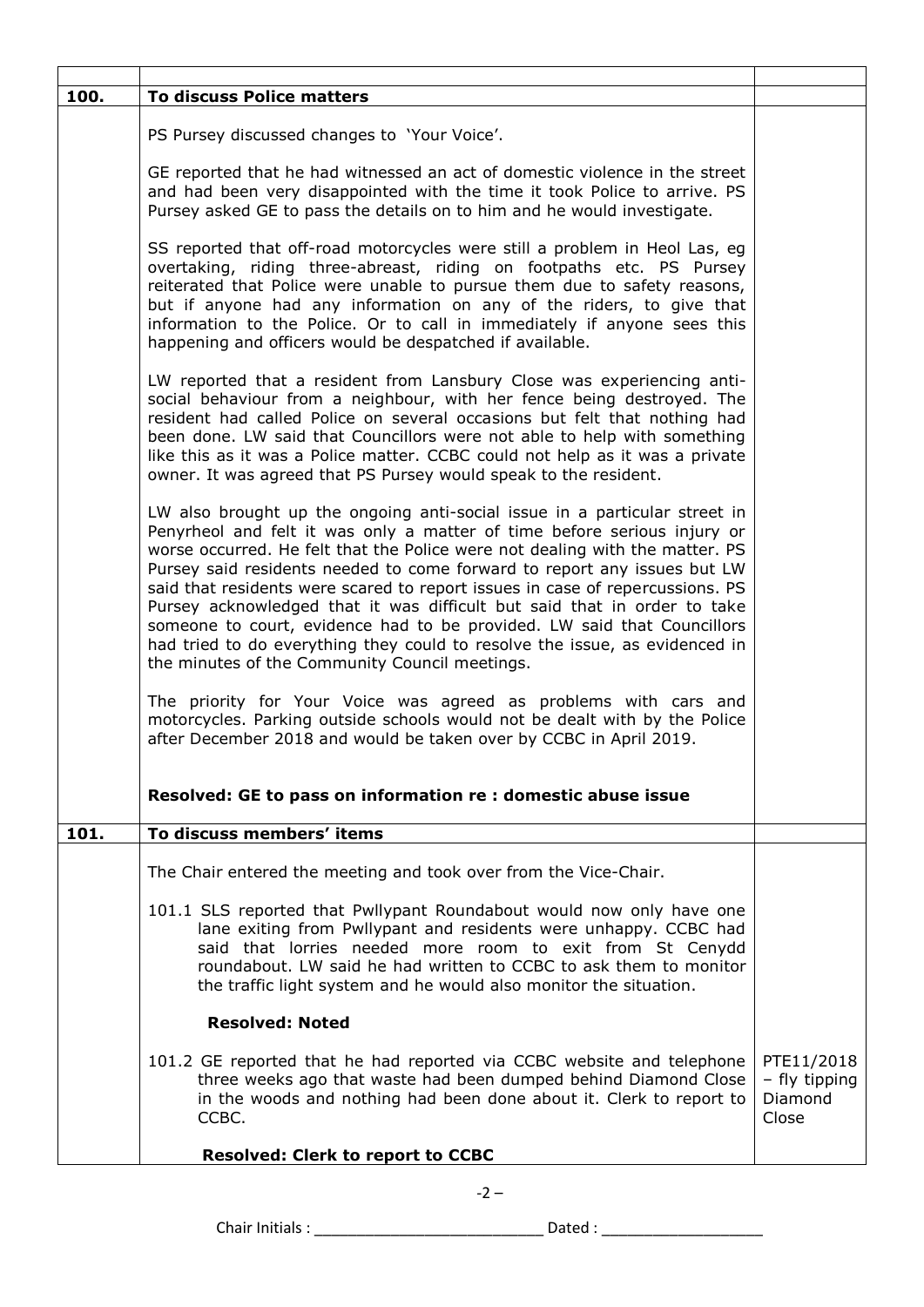| | | |
|---|---|---|
| **100.** | **To discuss Police matters** | |
| | PS Pursey discussed changes to 'Your Voice'.<br><br>GE reported that he had witnessed an act of domestic violence in the street and had been very disappointed with the time it took Police to arrive. PS Pursey asked GE to pass the details on to him and he would investigate.<br><br>SS reported that off-road motorcycles were still a problem in Heol Las, eg overtaking, riding three-abreast, riding on footpaths etc. PS Pursey reiterated that Police were unable to pursue them due to safety reasons, but if anyone had any information on any of the riders, to give that information to the Police. Or to call in immediately if anyone sees this happening and officers would be despatched if available.<br><br>LW reported that a resident from Lansbury Close was experiencing anti-social behaviour from a neighbour, with her fence being destroyed. The resident had called Police on several occasions but felt that nothing had been done. LW said that Councillors were not able to help with something like this as it was a Police matter. CCBC could not help as it was a private owner. It was agreed that PS Pursey would speak to the resident.<br><br>LW also brought up the ongoing anti-social issue in a particular street in Penyrheol and felt it was only a matter of time before serious injury or worse occurred. He felt that the Police were not dealing with the matter. PS Pursey said residents needed to come forward to report any issues but LW said that residents were scared to report issues in case of repercussions. PS Pursey acknowledged that it was difficult but said that in order to take someone to court, evidence had to be provided. LW said that Councillors had tried to do everything they could to resolve the issue, as evidenced in the minutes of the Community Council meetings.<br><br>The priority for Your Voice was agreed as problems with cars and motorcycles. Parking outside schools would not be dealt with by the Police after December 2018 and would be taken over by CCBC in April 2019.<br><br>**Resolved: GE to pass on information re : domestic abuse issue** | |
| **101.** | **To discuss members' items** | |
| | The Chair entered the meeting and took over from the Vice-Chair.<br><br>101.1 SLS reported that Pwllypant Roundabout would now only have one lane exiting from Pwllypant and residents were unhappy. CCBC had said that lorries needed more room to exit from St Cenydd roundabout. LW said he had written to CCBC to ask them to monitor the traffic light system and he would also monitor the situation.<br><br>**Resolved: Noted** | |
| | 101.2 GE reported that he had reported via CCBC website and telephone three weeks ago that waste had been dumped behind Diamond Close in the woods and nothing had been done about it. Clerk to report to CCBC.<br><br>**Resolved: Clerk to report to CCBC** | PTE11/2018 – fly tipping Diamond Close |

Chair Initials : \_\_\_\_\_\_\_\_\_\_\_\_\_\_\_\_\_\_\_\_\_\_\_\_\_\_ Dated : \_\_\_\_\_\_\_\_\_\_\_\_\_\_\_\_\_\_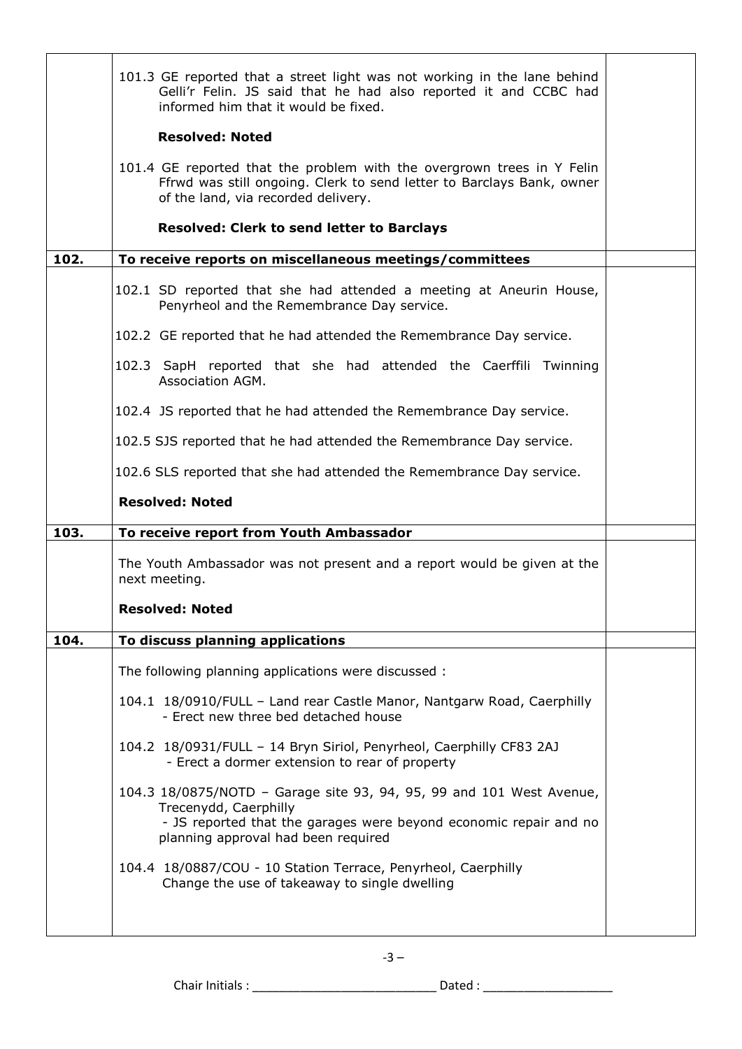| | | |
|---|---|---|
| | 101.3 GE reported that a street light was not working in the lane behind Gelli'r Felin. JS said that he had also reported it and CCBC had informed him that it would be fixed.<br><br>**Resolved: Noted**<br><br>101.4 GE reported that the problem with the overgrown trees in Y Felin Ffrwd was still ongoing. Clerk to send letter to Barclays Bank, owner of the land, via recorded delivery.<br><br>**Resolved: Clerk to send letter to Barclays** | |
| **102.** | **To receive reports on miscellaneous meetings/committees** | |
| | 102.1 SD reported that she had attended a meeting at Aneurin House, Penyrheol and the Remembrance Day service.<br><br>102.2 GE reported that he had attended the Remembrance Day service.<br><br>102.3 SapH reported that she had attended the Caerffili Twinning Association AGM.<br><br>102.4 JS reported that he had attended the Remembrance Day service.<br><br>102.5 SJS reported that he had attended the Remembrance Day service.<br><br>102.6 SLS reported that she had attended the Remembrance Day service.<br><br>**Resolved: Noted** | |
| **103.** | **To receive report from Youth Ambassador** | |
| | The Youth Ambassador was not present and a report would be given at the next meeting.<br><br>**Resolved: Noted** | |
| **104.** | **To discuss planning applications** | |
| | The following planning applications were discussed :<br><br>104.1 18/0910/FULL – Land rear Castle Manor, Nantgarw Road, Caerphilly - Erect new three bed detached house<br><br>104.2 18/0931/FULL – 14 Bryn Siriol, Penyrheol, Caerphilly CF83 2AJ - Erect a dormer extension to rear of property<br><br>104.3 18/0875/NOTD – Garage site 93, 94, 95, 99 and 101 West Avenue, Trecenydd, Caerphilly - JS reported that the garages were beyond economic repair and no planning approval had been required<br><br>104.4 18/0887/COU - 10 Station Terrace, Penyrheol, Caerphilly Change the use of takeaway to single dwelling | |

Chair Initials : ________________________ Dated : ________________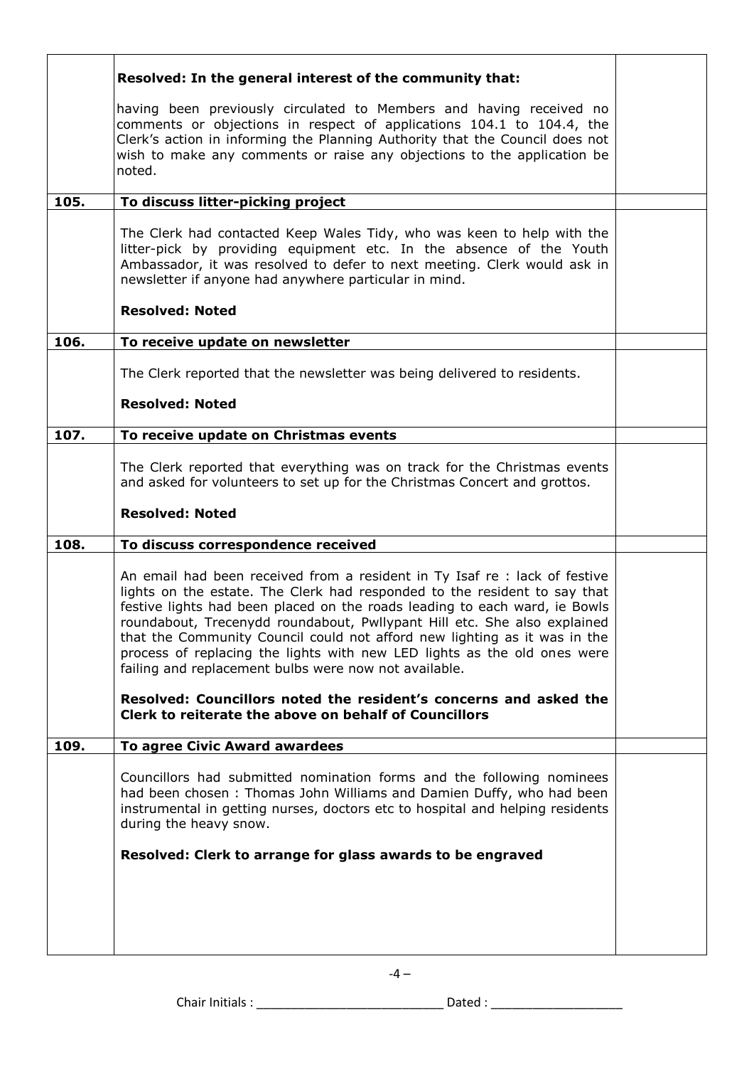| | | |
|---|---|---|
| | **Resolved: In the general interest of the community that:**<br><br>having been previously circulated to Members and having received no comments or objections in respect of applications 104.1 to 104.4, the Clerk's action in informing the Planning Authority that the Council does not wish to make any comments or raise any objections to the application be noted. | |
| **105.** | **To discuss litter-picking project** | |
| | The Clerk had contacted Keep Wales Tidy, who was keen to help with the litter-pick by providing equipment etc. In the absence of the Youth Ambassador, it was resolved to defer to next meeting. Clerk would ask in newsletter if anyone had anywhere particular in mind.<br><br>**Resolved: Noted** | |
| **106.** | **To receive update on newsletter** | |
| | The Clerk reported that the newsletter was being delivered to residents.<br><br>**Resolved: Noted** | |
| **107.** | **To receive update on Christmas events** | |
| | The Clerk reported that everything was on track for the Christmas events and asked for volunteers to set up for the Christmas Concert and grottos.<br><br>**Resolved: Noted** | |
| **108.** | **To discuss correspondence received** | |
| | An email had been received from a resident in Ty Isaf re : lack of festive lights on the estate. The Clerk had responded to the resident to say that festive lights had been placed on the roads leading to each ward, ie Bowls roundabout, Trecenydd roundabout, Pwllypant Hill etc. She also explained that the Community Council could not afford new lighting as it was in the process of replacing the lights with new LED lights as the old ones were failing and replacement bulbs were now not available.<br><br>**Resolved: Councillors noted the resident's concerns and asked the Clerk to reiterate the above on behalf of Councillors** | |
| **109.** | **To agree Civic Award awardees** | |
| | Councillors had submitted nomination forms and the following nominees had been chosen : Thomas John Williams and Damien Duffy, who had been instrumental in getting nurses, doctors etc to hospital and helping residents during the heavy snow.<br><br>**Resolved: Clerk to arrange for glass awards to be engraved** | |

Chair Initials : ___________________________ Dated : ___________________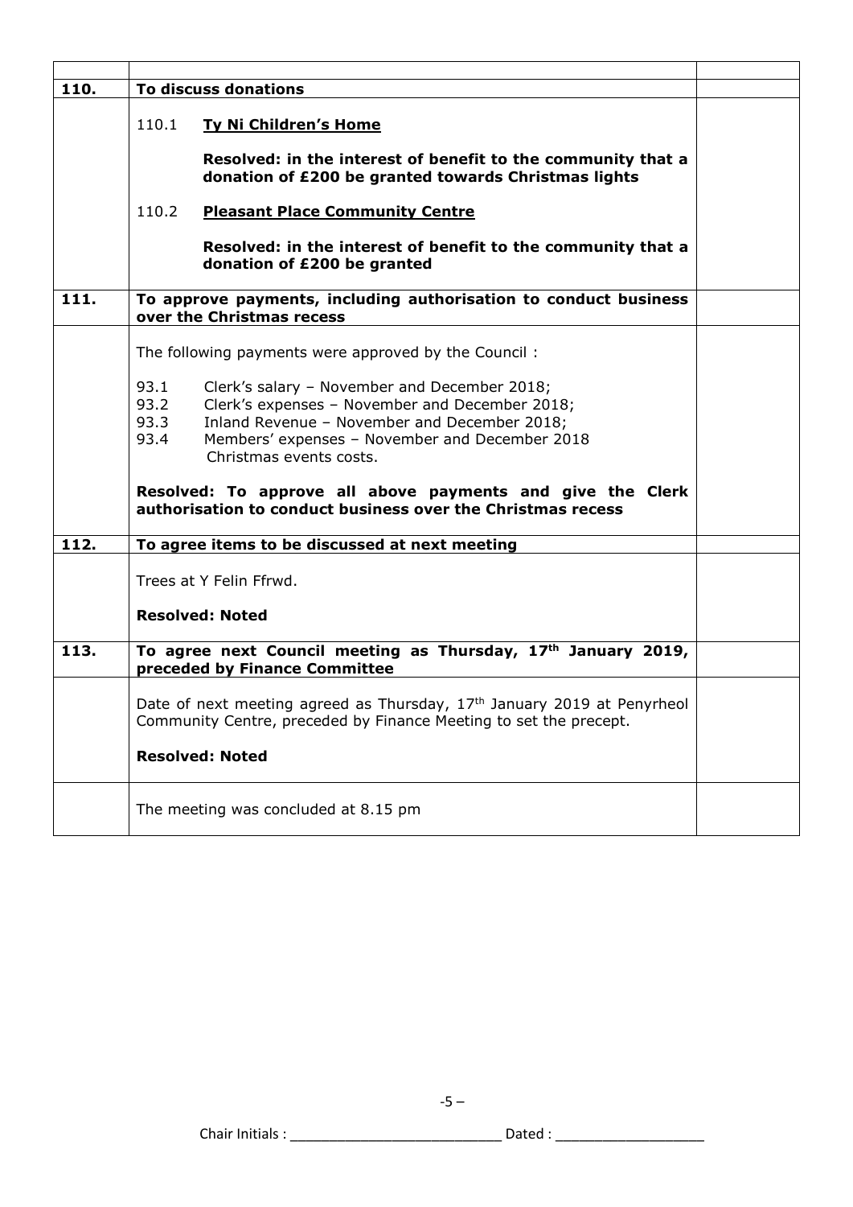| | | |
|---|---|---|
| **110.** | **To discuss donations** | |
| | 110.1 **Ty Ni Children's Home**<br><br>**Resolved: in the interest of benefit to the community that a donation of £200 be granted towards Christmas lights**<br><br>110.2 **Pleasant Place Community Centre**<br><br>**Resolved: in the interest of benefit to the community that a donation of £200 be granted** | |
| **111.** | **To approve payments, including authorisation to conduct business over the Christmas recess** | |
| | The following payments were approved by the Council :<br><br>93.1 Clerk's salary – November and December 2018;<br>93.2 Clerk's expenses – November and December 2018;<br>93.3 Inland Revenue – November and December 2018;<br>93.4 Members' expenses – November and December 2018<br>Christmas events costs.<br><br>**Resolved: To approve all above payments and give the Clerk authorisation to conduct business over the Christmas recess** | |
| **112.** | **To agree items to be discussed at next meeting** | |
| | Trees at Y Felin Ffrwd.<br><br>**Resolved: Noted** | |
| **113.** | **To agree next Council meeting as Thursday, 17th January 2019, preceded by Finance Committee** | |
| | Date of next meeting agreed as Thursday, 17th January 2019 at Penyrheol Community Centre, preceded by Finance Meeting to set the precept.<br><br>**Resolved: Noted** | |
| | The meeting was concluded at 8.15 pm | |

Chair Initials : ___________________________ Dated : ___________________